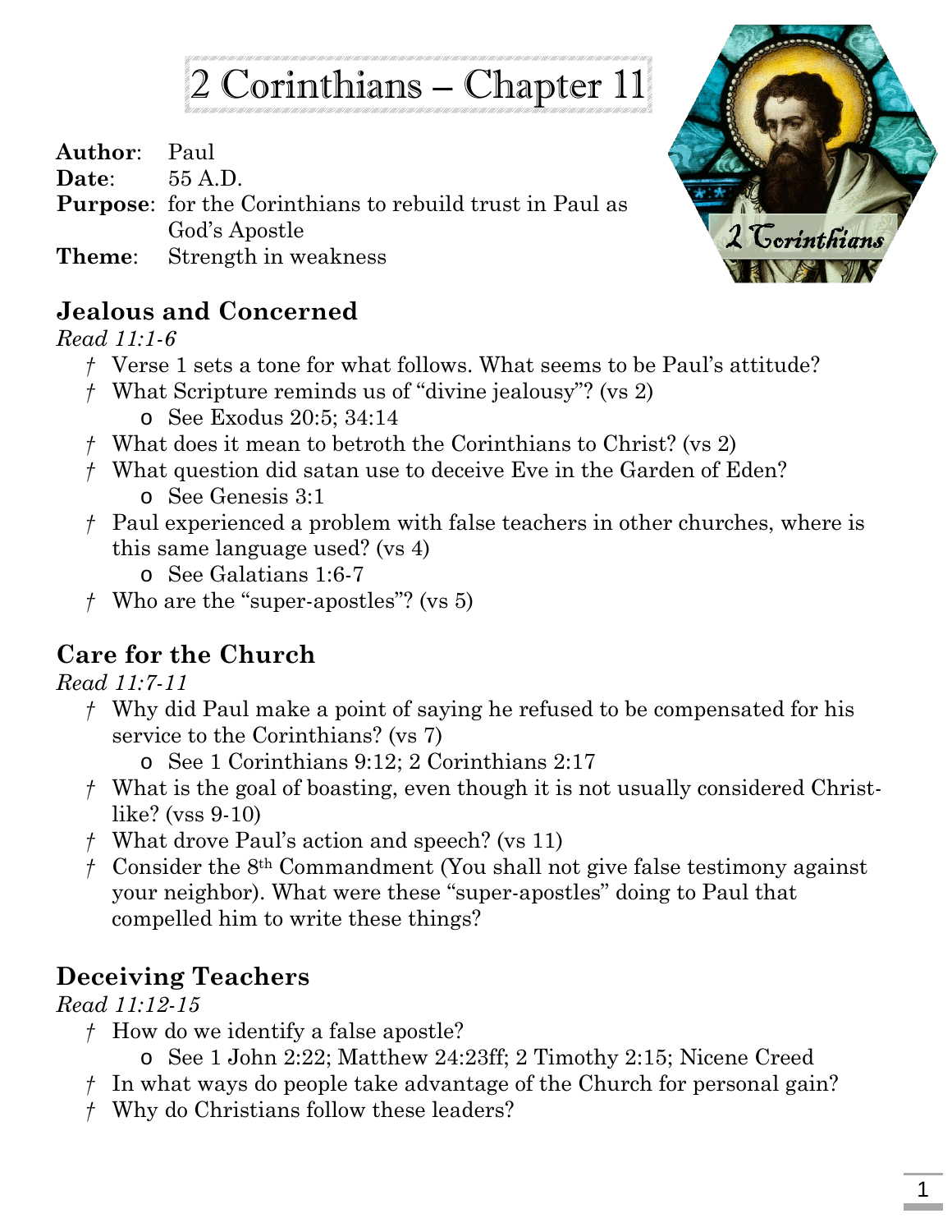# 2 Corinthians – Chapter 11

**Author**: Paul
**Date**: 55 A.D.
**Purpose**: for the Corinthians to rebuild trust in Paul as God's Apostle
**Theme**: Strength in weakness

## Jealous and Concerned

*Read 11:1-6*

- † Verse 1 sets a tone for what follows. What seems to be Paul's attitude?
- † What Scripture reminds us of "divine jealousy"? (vs 2)
  - o See Exodus 20:5; 34:14
- † What does it mean to betroth the Corinthians to Christ? (vs 2)
- † What question did satan use to deceive Eve in the Garden of Eden?
  - o See Genesis 3:1
- † Paul experienced a problem with false teachers in other churches, where is this same language used? (vs 4)
  - o See Galatians 1:6-7
- † Who are the "super-apostles"? (vs 5)

## Care for the Church

*Read 11:7-11*

- † Why did Paul make a point of saying he refused to be compensated for his service to the Corinthians? (vs 7)
  - o See 1 Corinthians 9:12; 2 Corinthians 2:17
- † What is the goal of boasting, even though it is not usually considered Christ-like? (vss 9-10)
- † What drove Paul's action and speech? (vs 11)
- † Consider the 8th Commandment (You shall not give false testimony against your neighbor). What were these "super-apostles" doing to Paul that compelled him to write these things?

## Deceiving Teachers

*Read 11:12-15*

- † How do we identify a false apostle?
  - o See 1 John 2:22; Matthew 24:23ff; 2 Timothy 2:15; Nicene Creed
- † In what ways do people take advantage of the Church for personal gain?
- † Why do Christians follow these leaders?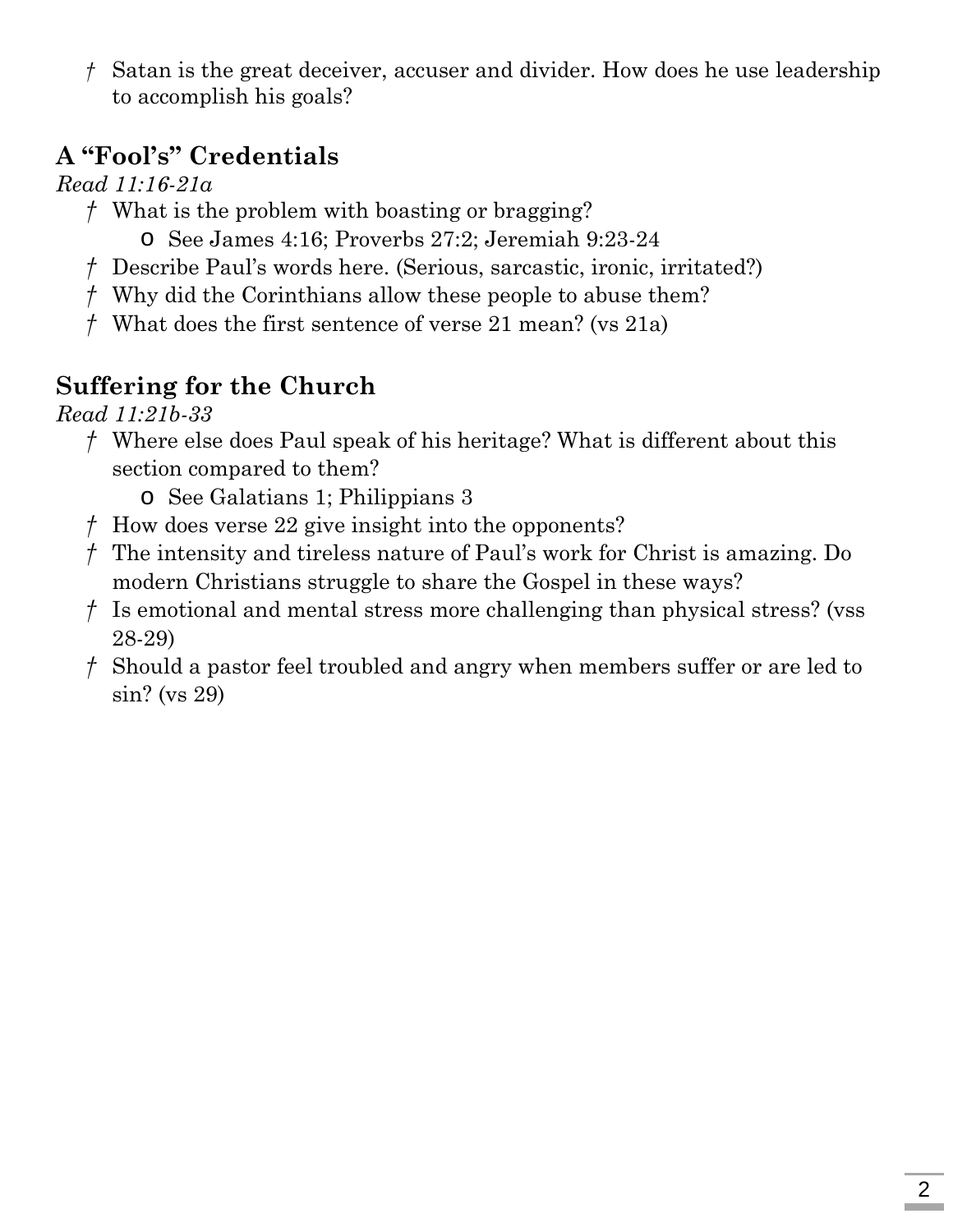- † Satan is the great deceiver, accuser and divider. How does he use leadership to accomplish his goals?

## A "Fool's" Credentials

*Read 11:16-21a*

- † What is the problem with boasting or bragging?
  - o See James 4:16; Proverbs 27:2; Jeremiah 9:23-24
- † Describe Paul's words here. (Serious, sarcastic, ironic, irritated?)
- † Why did the Corinthians allow these people to abuse them?
- † What does the first sentence of verse 21 mean? (vs 21a)

## Suffering for the Church

*Read 11:21b-33*

- † Where else does Paul speak of his heritage? What is different about this section compared to them?
  - o See Galatians 1; Philippians 3
- † How does verse 22 give insight into the opponents?
- † The intensity and tireless nature of Paul's work for Christ is amazing. Do modern Christians struggle to share the Gospel in these ways?
- † Is emotional and mental stress more challenging than physical stress? (vss 28-29)
- † Should a pastor feel troubled and angry when members suffer or are led to sin? (vs 29)